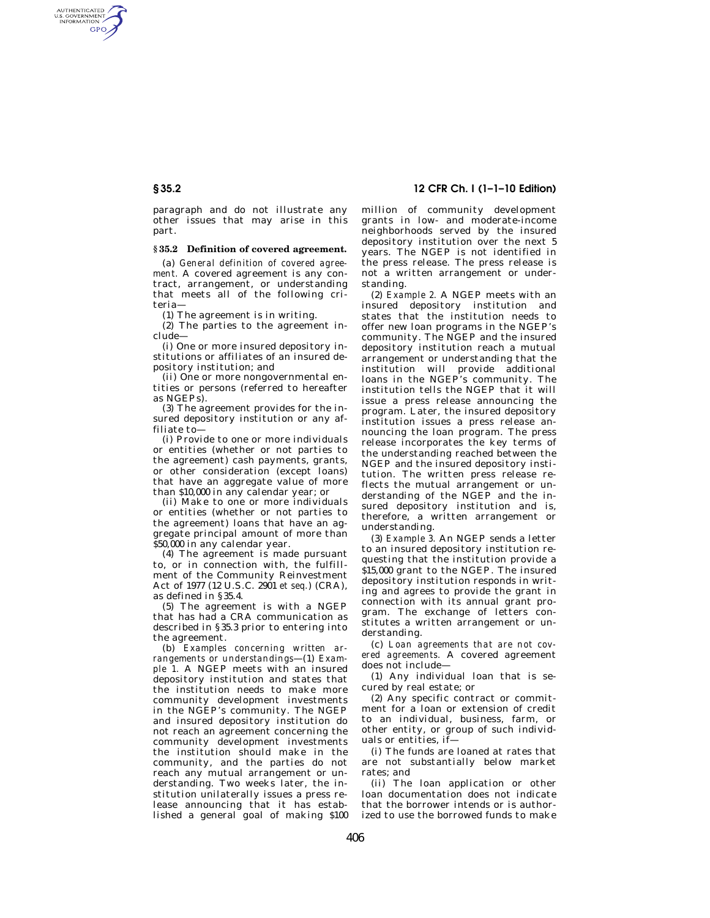paragraph and do not illustrate any other issues that may arise in this part.

## § 35.2 Definition of covered agreement.

(a) *General definition of covered agreement.* A covered agreement is any contract, arrangement, or understanding that meets all of the following criteria—

(1) The agreement is in writing.

(2) The parties to the agreement include—

(i) One or more insured depository institutions or affiliates of an insured depository institution; and

(ii) One or more nongovernmental entities or persons (referred to hereafter as NGEPs).

(3) The agreement provides for the insured depository institution or any affiliate to—

(i) Provide to one or more individuals or entities (whether or not parties to the agreement) cash payments, grants, or other consideration (except loans) that have an aggregate value of more than $10,000 in any calendar year; or

(ii) Make to one or more individuals or entities (whether or not parties to the agreement) loans that have an aggregate principal amount of more than $50,000 in any calendar year.

(4) The agreement is made pursuant to, or in connection with, the fulfillment of the Community Reinvestment Act of 1977 (12 U.S.C. 2901 *et seq.*) (CRA), as defined in §35.4.

(5) The agreement is with a NGEP that has had a CRA communication as described in §35.3 prior to entering into the agreement.

(b) *Examples concerning written arrangements or understandings*—(1) *Example 1.* A NGEP meets with an insured depository institution and states that the institution needs to make more community development investments in the NGEP's community. The NGEP and insured depository institution do not reach an agreement concerning the community development investments the institution should make in the community, and the parties do not reach any mutual arrangement or understanding. Two weeks later, the institution unilaterally issues a press release announcing that it has established a general goal of making $100 million of community development grants in low- and moderate-income neighborhoods served by the insured depository institution over the next 5 years. The NGEP is not identified in the press release. The press release is not a written arrangement or understanding.

(2) *Example 2.* A NGEP meets with an insured depository institution and states that the institution needs to offer new loan programs in the NGEP's community. The NGEP and the insured depository institution reach a mutual arrangement or understanding that the institution will provide additional loans in the NGEP's community. The institution tells the NGEP that it will issue a press release announcing the program. Later, the insured depository institution issues a press release announcing the loan program. The press release incorporates the key terms of the understanding reached between the NGEP and the insured depository institution. The written press release reflects the mutual arrangement or understanding of the NGEP and the insured depository institution and is, therefore, a written arrangement or understanding.

(3) *Example 3.* An NGEP sends a letter to an insured depository institution requesting that the institution provide a $15,000 grant to the NGEP. The insured depository institution responds in writing and agrees to provide the grant in connection with its annual grant program. The exchange of letters constitutes a written arrangement or understanding.

(c) *Loan agreements that are not covered agreements.* A covered agreement does not include—

(1) Any individual loan that is secured by real estate; or

(2) Any specific contract or commitment for a loan or extension of credit to an individual, business, farm, or other entity, or group of such individuals or entities, if—

(i) The funds are loaned at rates that are not substantially below market rates; and

(ii) The loan application or other loan documentation does not indicate that the borrower intends or is authorized to use the borrowed funds to make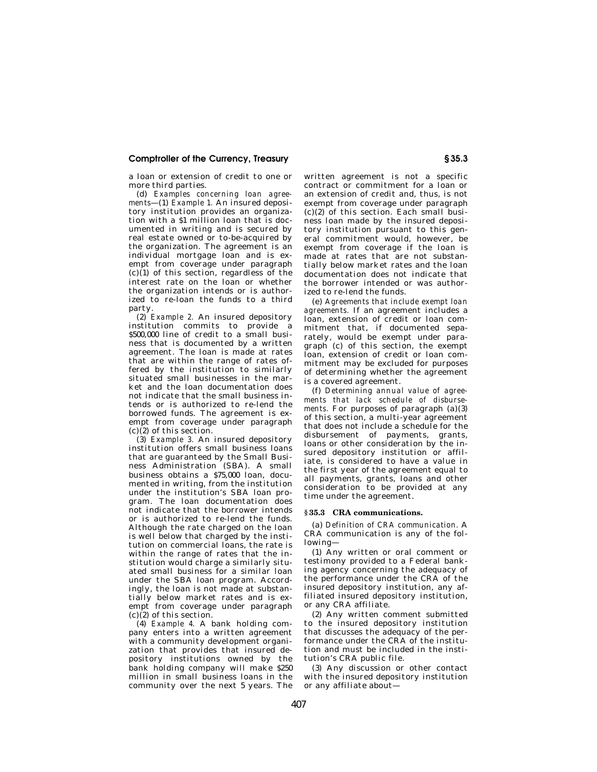a loan or extension of credit to one or more third parties.

(d) *Examples concerning loan agreements*—(1) *Example 1.* An insured depository institution provides an organization with a $1 million loan that is documented in writing and is secured by real estate owned or to-be-acquired by the organization. The agreement is an individual mortgage loan and is exempt from coverage under paragraph (c)(1) of this section, regardless of the interest rate on the loan or whether the organization intends or is authorized to re-loan the funds to a third party.

(2) *Example 2.* An insured depository institution commits to provide a $500,000 line of credit to a small business that is documented by a written agreement. The loan is made at rates that are within the range of rates offered by the institution to similarly situated small businesses in the market and the loan documentation does not indicate that the small business intends or is authorized to re-lend the borrowed funds. The agreement is exempt from coverage under paragraph (c)(2) of this section.

(3) *Example 3.* An insured depository institution offers small business loans that are guaranteed by the Small Business Administration (SBA). A small business obtains a $75,000 loan, documented in writing, from the institution under the institution's SBA loan program. The loan documentation does not indicate that the borrower intends or is authorized to re-lend the funds. Although the rate charged on the loan is well below that charged by the institution on commercial loans, the rate is within the range of rates that the institution would charge a similarly situated small business for a similar loan under the SBA loan program. Accordingly, the loan is not made at substantially below market rates and is exempt from coverage under paragraph (c)(2) of this section.

(4) *Example 4.* A bank holding company enters into a written agreement with a community development organization that provides that insured depository institutions owned by the bank holding company will make $250 million in small business loans in the community over the next 5 years. The written agreement is not a specific contract or commitment for a loan or an extension of credit and, thus, is not exempt from coverage under paragraph (c)(2) of this section. Each small business loan made by the insured depository institution pursuant to this general commitment would, however, be exempt from coverage if the loan is made at rates that are not substantially below market rates and the loan documentation does not indicate that the borrower intended or was authorized to re-lend the funds.

(e) *Agreements that include exempt loan agreements.* If an agreement includes a loan, extension of credit or loan commitment that, if documented separately, would be exempt under paragraph (c) of this section, the exempt loan, extension of credit or loan commitment may be excluded for purposes of determining whether the agreement is a covered agreement.

(f) *Determining annual value of agreements that lack schedule of disbursements.* For purposes of paragraph (a)(3) of this section, a multi-year agreement that does not include a schedule for the disbursement of payments, grants, loans or other consideration by the insured depository institution or affiliate, is considered to have a value in the first year of the agreement equal to all payments, grants, loans and other consideration to be provided at any time under the agreement.

### § 35.3 CRA communications.

(a) *Definition of CRA communication.* A CRA communication is any of the following—

(1) Any written or oral comment or testimony provided to a Federal banking agency concerning the adequacy of the performance under the CRA of the insured depository institution, any affiliated insured depository institution, or any CRA affiliate.

(2) Any written comment submitted to the insured depository institution that discusses the adequacy of the performance under the CRA of the institution and must be included in the institution's CRA public file.

(3) Any discussion or other contact with the insured depository institution or any affiliate about—